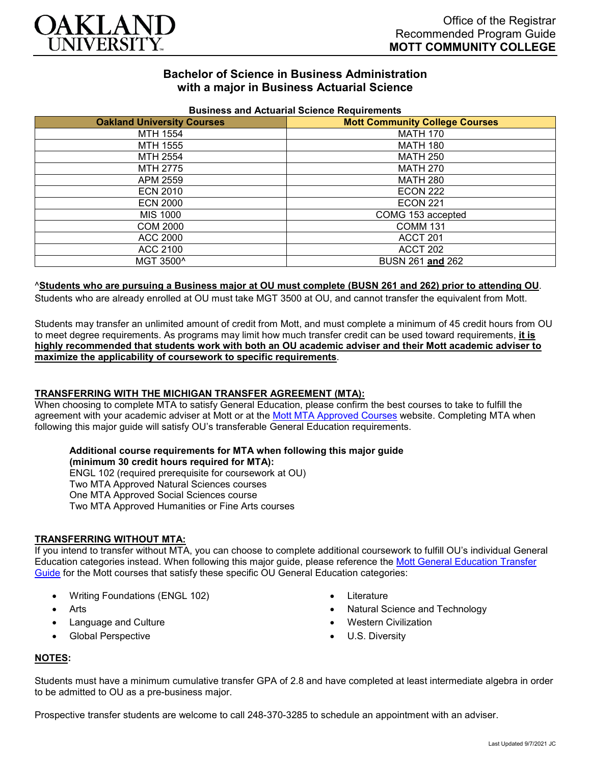Office of the Registrar
Recommended Program Guide
**MOTT COMMUNITY COLLEGE**

# Bachelor of Science in Business Administration with a major in Business Actuarial Science

**Business and Actuarial Science Requirements**

| Oakland University Courses | Mott Community College Courses |
|---|---|
| MTH 1554 | MATH 170 |
| MTH 1555 | MATH 180 |
| MTH 2554 | MATH 250 |
| MTH 2775 | MATH 270 |
| APM 2559 | MATH 280 |
| ECN 2010 | ECON 222 |
| ECN 2000 | ECON 221 |
| MIS 1000 | COMG 153 accepted |
| COM 2000 | COMM 131 |
| ACC 2000 | ACCT 201 |
| ACC 2100 | ACCT 202 |
| MGT 3500^ | BUSN 261 **and** 262 |

^**Students who are pursuing a Business major at OU must complete (BUSN 261 and 262) prior to attending OU**. Students who are already enrolled at OU must take MGT 3500 at OU, and cannot transfer the equivalent from Mott.

Students may transfer an unlimited amount of credit from Mott, and must complete a minimum of 45 credit hours from OU to meet degree requirements. As programs may limit how much transfer credit can be used toward requirements, **it is highly recommended that students work with both an OU academic adviser and their Mott academic adviser to maximize the applicability of coursework to specific requirements**.

## TRANSFERRING WITH THE MICHIGAN TRANSFER AGREEMENT (MTA):

When choosing to complete MTA to satisfy General Education, please confirm the best courses to take to fulfill the agreement with your academic adviser at Mott or at the Mott MTA Approved Courses website. Completing MTA when following this major guide will satisfy OU's transferable General Education requirements.

**Additional course requirements for MTA when following this major guide (minimum 30 credit hours required for MTA):**
ENGL 102 (required prerequisite for coursework at OU)
Two MTA Approved Natural Sciences courses
One MTA Approved Social Sciences course
Two MTA Approved Humanities or Fine Arts courses

## TRANSFERRING WITHOUT MTA:

If you intend to transfer without MTA, you can choose to complete additional coursework to fulfill OU's individual General Education categories instead. When following this major guide, please reference the Mott General Education Transfer Guide for the Mott courses that satisfy these specific OU General Education categories:

- Writing Foundations (ENGL 102)
- Arts
- Language and Culture
- Global Perspective
- Literature
- Natural Science and Technology
- Western Civilization
- U.S. Diversity

## NOTES:

Students must have a minimum cumulative transfer GPA of 2.8 and have completed at least intermediate algebra in order to be admitted to OU as a pre-business major.

Prospective transfer students are welcome to call 248-370-3285 to schedule an appointment with an adviser.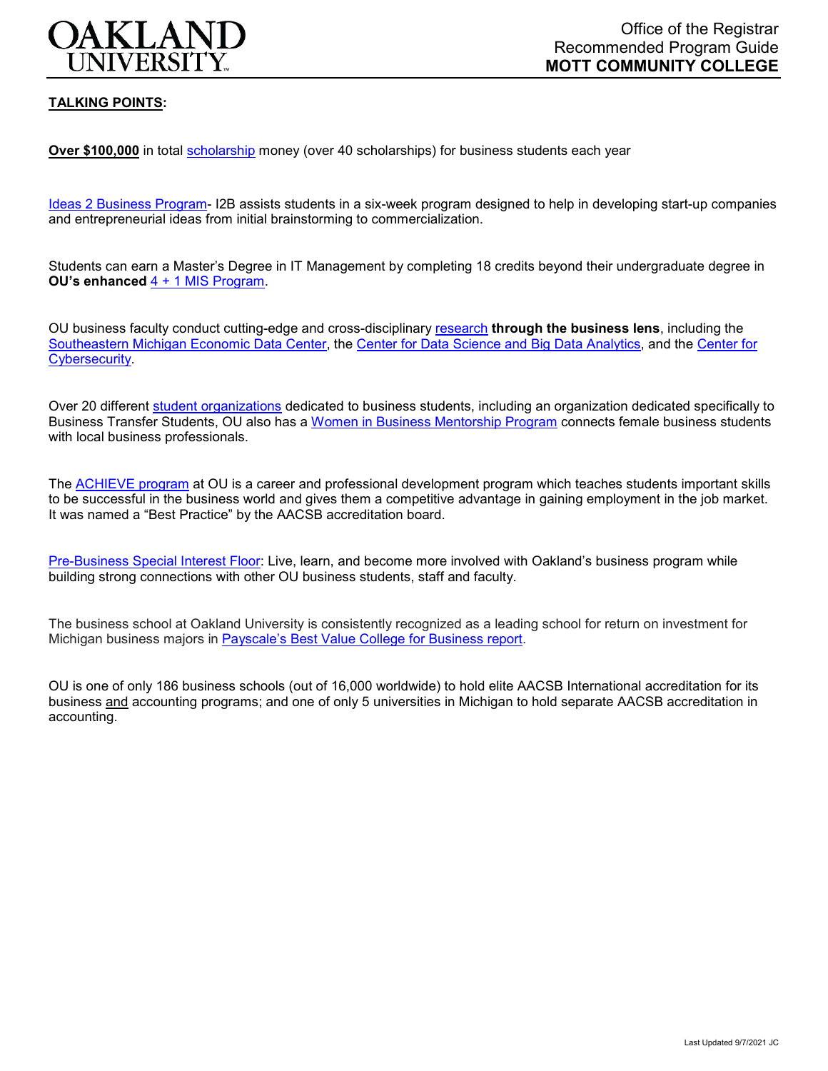**TALKING POINTS:**

**Over $100,000** in total scholarship money (over 40 scholarships) for business students each year

Ideas 2 Business Program- I2B assists students in a six-week program designed to help in developing start-up companies and entrepreneurial ideas from initial brainstorming to commercialization.

Students can earn a Master's Degree in IT Management by completing 18 credits beyond their undergraduate degree in **OU's enhanced** 4 + 1 MIS Program.

OU business faculty conduct cutting-edge and cross-disciplinary research **through the business lens**, including the Southeastern Michigan Economic Data Center, the Center for Data Science and Big Data Analytics, and the Center for Cybersecurity.

Over 20 different student organizations dedicated to business students, including an organization dedicated specifically to Business Transfer Students, OU also has a Women in Business Mentorship Program connects female business students with local business professionals.

The ACHIEVE program at OU is a career and professional development program which teaches students important skills to be successful in the business world and gives them a competitive advantage in gaining employment in the job market. It was named a "Best Practice" by the AACSB accreditation board.

Pre-Business Special Interest Floor: Live, learn, and become more involved with Oakland's business program while building strong connections with other OU business students, staff and faculty.

The business school at Oakland University is consistently recognized as a leading school for return on investment for Michigan business majors in Payscale's Best Value College for Business report.

OU is one of only 186 business schools (out of 16,000 worldwide) to hold elite AACSB International accreditation for its business and accounting programs; and one of only 5 universities in Michigan to hold separate AACSB accreditation in accounting.